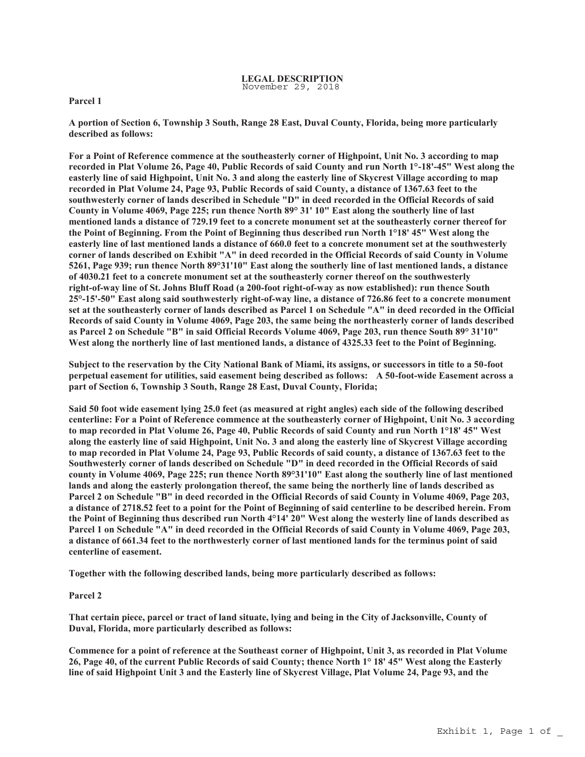# LEGAL DESCRIPTION

November 29, 2018

**Parcel 1**

**A portion of Section 6, Township 3 South, Range 28 East, Duval County, Florida, being more particularly described as follows:**

**For a Point of Reference commence at the southeasterly corner of Highpoint, Unit No. 3 according to map recorded in Plat Volume 26, Page 40, Public Records of said County and run North 1°-18'-45" West along the easterly line of said Highpoint, Unit No. 3 and along the easterly line of Skycrest Village according to map recorded in Plat Volume 24, Page 93, Public Records of said County, a distance of 1367.63 feet to the southwesterly corner of lands described in Schedule "D" in deed recorded in the Official Records of said County in Volume 4069, Page 225; run thence North 89° 31' 10" East along the southerly line of last mentioned lands a distance of 729.19 feet to a concrete monument set at the southeasterly corner thereof for the Point of Beginning. From the Point of Beginning thus described run North 1°18' 45" West along the easterly line of last mentioned lands a distance of 660.0 feet to a concrete monument set at the southwesterly corner of lands described on Exhibit "A" in deed recorded in the Official Records of said County in Volume 5261, Page 939; run thence North 89°31'10" East along the southerly line of last mentioned lands, a distance of 4030.21 feet to a concrete monument set at the southeasterly corner thereof on the southwesterly right-of-way line of St. Johns Bluff Road (a 200-foot right-of-way as now established): run thence South 25°-15'-50" East along said southwesterly right-of-way line, a distance of 726.86 feet to a concrete monument set at the southeasterly corner of lands described as Parcel 1 on Schedule "A" in deed recorded in the Official Records of said County in Volume 4069, Page 203, the same being the northeasterly corner of lands described as Parcel 2 on Schedule "B" in said Official Records Volume 4069, Page 203, run thence South 89° 31'10" West along the northerly line of last mentioned lands, a distance of 4325.33 feet to the Point of Beginning.**

**Subject to the reservation by the City National Bank of Miami, its assigns, or successors in title to a 50-foot perpetual easement for utilities, said easement being described as follows: A 50-foot-wide Easement across a part of Section 6, Township 3 South, Range 28 East, Duval County, Florida;**

**Said 50 foot wide easement lying 25.0 feet (as measured at right angles) each side of the following described centerline: For a Point of Reference commence at the southeasterly corner of Highpoint, Unit No. 3 according to map recorded in Plat Volume 26, Page 40, Public Records of said County and run North 1°18' 45" West along the easterly line of said Highpoint, Unit No. 3 and along the easterly line of Skycrest Village according to map recorded in Plat Volume 24, Page 93, Public Records of said county, a distance of 1367.63 feet to the Southwesterly corner of lands described on Schedule "D" in deed recorded in the Official Records of said county in Volume 4069, Page 225; run thence North 89°31'10" East along the southerly line of last mentioned lands and along the easterly prolongation thereof, the same being the northerly line of lands described as Parcel 2 on Schedule "B" in deed recorded in the Official Records of said County in Volume 4069, Page 203, a distance of 2718.52 feet to a point for the Point of Beginning of said centerline to be described herein. From the Point of Beginning thus described run North 4°14' 20" West along the westerly line of lands described as Parcel 1 on Schedule "A" in deed recorded in the Official Records of said County in Volume 4069, Page 203, a distance of 661.34 feet to the northwesterly corner of last mentioned lands for the terminus point of said centerline of easement.**

**Together with the following described lands, being more particularly described as follows:**

**Parcel 2**

**That certain piece, parcel or tract of land situate, lying and being in the City of Jacksonville, County of Duval, Florida, more particularly described as follows:**

**Commence for a point of reference at the Southeast corner of Highpoint, Unit 3, as recorded in Plat Volume 26, Page 40, of the current Public Records of said County; thence North 1° 18' 45" West along the Easterly line of said Highpoint Unit 3 and the Easterly line of Skycrest Village, Plat Volume 24, Page 93, and the**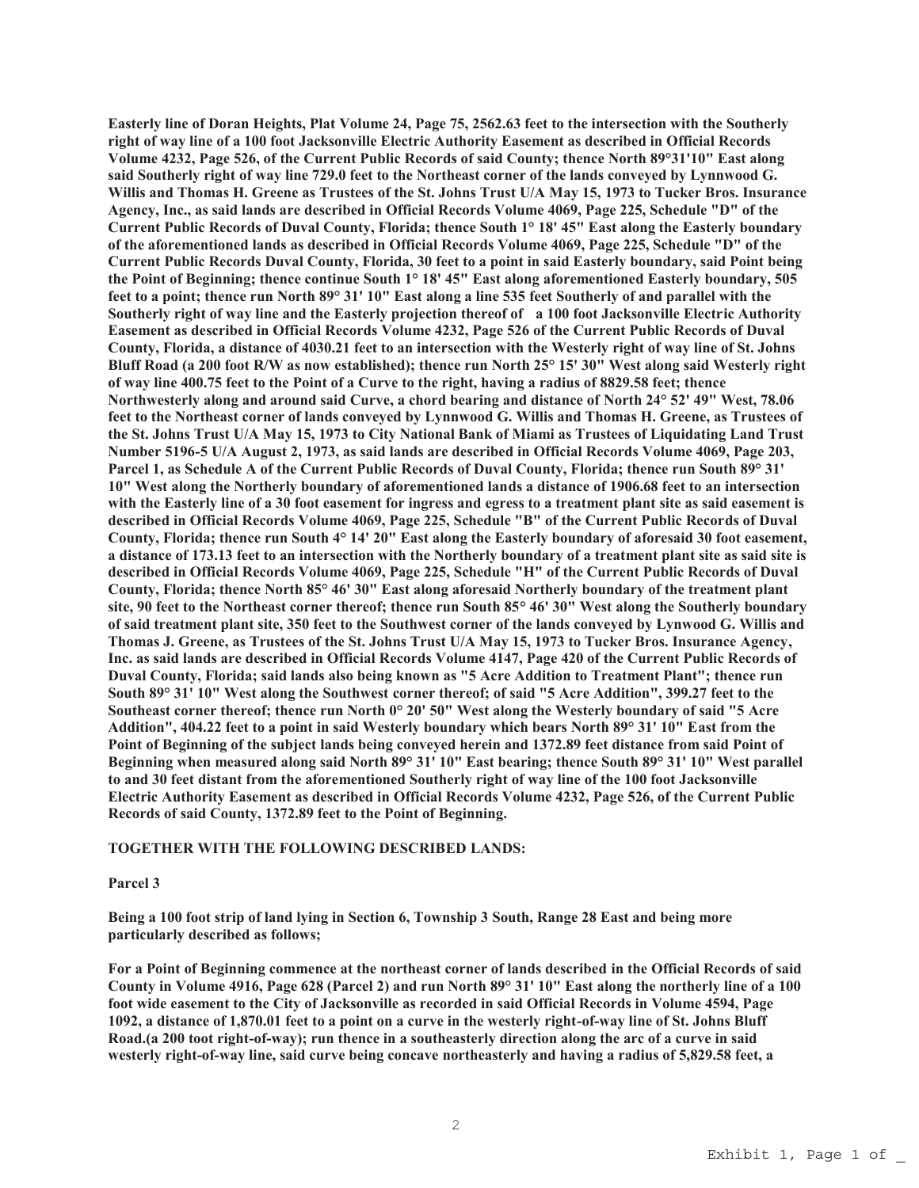**Easterly line of Doran Heights, Plat Volume 24, Page 75, 2562.63 feet to the intersection with the Southerly right of way line of a 100 foot Jacksonville Electric Authority Easement as described in Official Records Volume 4232, Page 526, of the Current Public Records of said County; thence North 89°31'10" East along said Southerly right of way line 729.0 feet to the Northeast corner of the lands conveyed by Lynnwood G. Willis and Thomas H. Greene as Trustees of the St. Johns Trust U/A May 15, 1973 to Tucker Bros. Insurance Agency, Inc., as said lands are described in Official Records Volume 4069, Page 225, Schedule "D" of the Current Public Records of Duval County, Florida; thence South 1° 18' 45" East along the Easterly boundary of the aforementioned lands as described in Official Records Volume 4069, Page 225, Schedule "D" of the Current Public Records Duval County, Florida, 30 feet to a point in said Easterly boundary, said Point being the Point of Beginning; thence continue South 1° 18' 45" East along aforementioned Easterly boundary, 505 feet to a point; thence run North 89° 31' 10" East along a line 535 feet Southerly of and parallel with the Southerly right of way line and the Easterly projection thereof of a 100 foot Jacksonville Electric Authority Easement as described in Official Records Volume 4232, Page 526 of the Current Public Records of Duval County, Florida, a distance of 4030.21 feet to an intersection with the Westerly right of way line of St. Johns Bluff Road (a 200 foot R/W as now established); thence run North 25° 15' 30" West along said Westerly right of way line 400.75 feet to the Point of a Curve to the right, having a radius of 8829.58 feet; thence Northwesterly along and around said Curve, a chord bearing and distance of North 24° 52' 49" West, 78.06 feet to the Northeast corner of lands conveyed by Lynnwood G. Willis and Thomas H. Greene, as Trustees of the St. Johns Trust U/A May 15, 1973 to City National Bank of Miami as Trustees of Liquidating Land Trust Number 5196-5 U/A August 2, 1973, as said lands are described in Official Records Volume 4069, Page 203, Parcel 1, as Schedule A of the Current Public Records of Duval County, Florida; thence run South 89° 31' 10" West along the Northerly boundary of aforementioned lands a distance of 1906.68 feet to an intersection with the Easterly line of a 30 foot easement for ingress and egress to a treatment plant site as said easement is described in Official Records Volume 4069, Page 225, Schedule "B" of the Current Public Records of Duval County, Florida; thence run South 4° 14' 20" East along the Easterly boundary of aforesaid 30 foot easement, a distance of 173.13 feet to an intersection with the Northerly boundary of a treatment plant site as said site is described in Official Records Volume 4069, Page 225, Schedule "H" of the Current Public Records of Duval County, Florida; thence North 85° 46' 30" East along aforesaid Northerly boundary of the treatment plant site, 90 feet to the Northeast corner thereof; thence run South 85° 46' 30" West along the Southerly boundary of said treatment plant site, 350 feet to the Southwest corner of the lands conveyed by Lynwood G. Willis and Thomas J. Greene, as Trustees of the St. Johns Trust U/A May 15, 1973 to Tucker Bros. Insurance Agency, Inc. as said lands are described in Official Records Volume 4147, Page 420 of the Current Public Records of Duval County, Florida; said lands also being known as "5 Acre Addition to Treatment Plant"; thence run South 89° 31' 10" West along the Southwest corner thereof; of said "5 Acre Addition", 399.27 feet to the Southeast corner thereof; thence run North 0° 20' 50" West along the Westerly boundary of said "5 Acre Addition", 404.22 feet to a point in said Westerly boundary which bears North 89° 31' 10" East from the Point of Beginning of the subject lands being conveyed herein and 1372.89 feet distance from said Point of Beginning when measured along said North 89° 31' 10" East bearing; thence South 89° 31' 10" West parallel to and 30 feet distant from the aforementioned Southerly right of way line of the 100 foot Jacksonville Electric Authority Easement as described in Official Records Volume 4232, Page 526, of the Current Public Records of said County, 1372.89 feet to the Point of Beginning.**

**TOGETHER WITH THE FOLLOWING DESCRIBED LANDS:**

**Parcel 3**

**Being a 100 foot strip of land lying in Section 6, Township 3 South, Range 28 East and being more particularly described as follows;**

**For a Point of Beginning commence at the northeast corner of lands described in the Official Records of said County in Volume 4916, Page 628 (Parcel 2) and run North 89° 31' 10" East along the northerly line of a 100 foot wide easement to the City of Jacksonville as recorded in said Official Records in Volume 4594, Page 1092, a distance of 1,870.01 feet to a point on a curve in the westerly right-of-way line of St. Johns Bluff Road.(a 200 toot right-of-way); run thence in a southeasterly direction along the arc of a curve in said westerly right-of-way line, said curve being concave northeasterly and having a radius of 5,829.58 feet, a**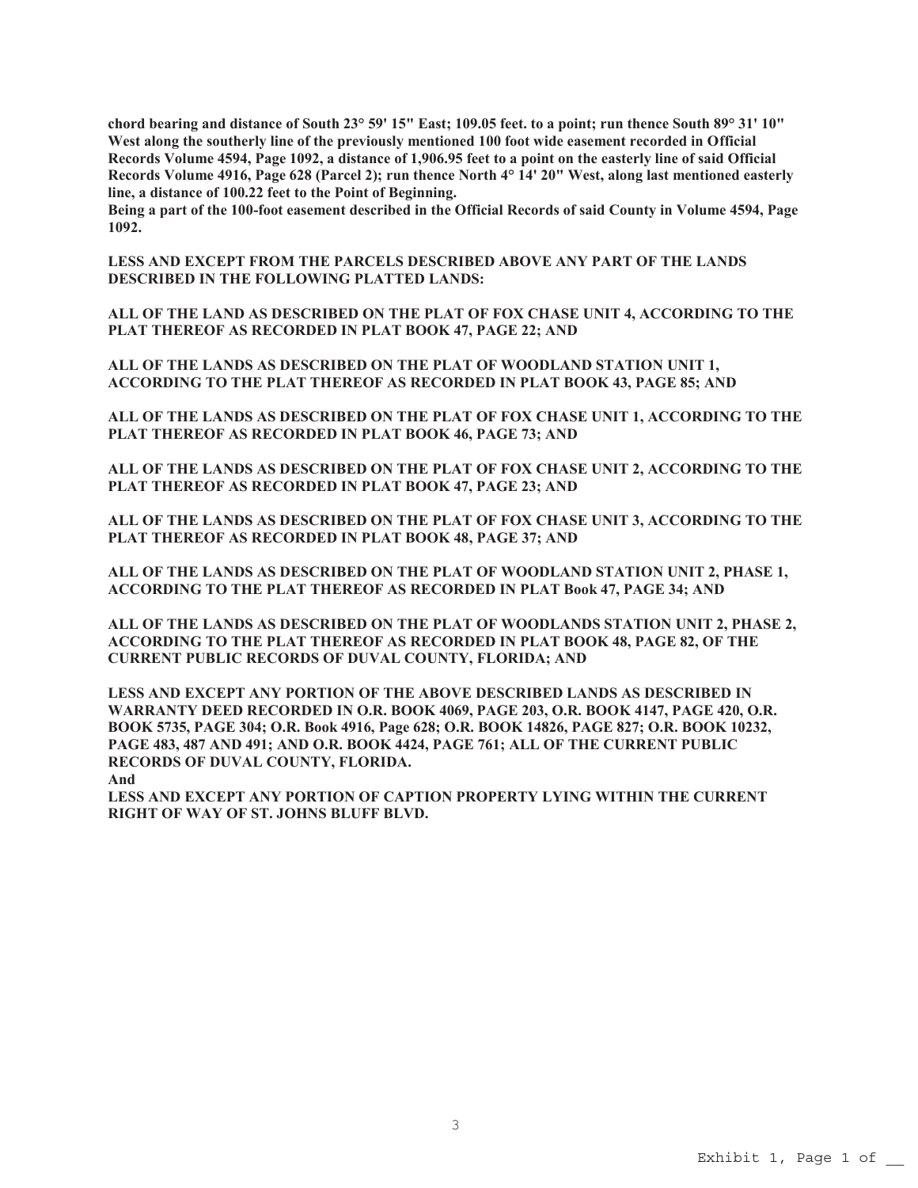**chord bearing and distance of South 23° 59' 15" East; 109.05 feet. to a point; run thence South 89° 31' 10" West along the southerly line of the previously mentioned 100 foot wide easement recorded in Official Records Volume 4594, Page 1092, a distance of 1,906.95 feet to a point on the easterly line of said Official Records Volume 4916, Page 628 (Parcel 2); run thence North 4° 14' 20" West, along last mentioned easterly line, a distance of 100.22 feet to the Point of Beginning.**
**Being a part of the 100-foot easement described in the Official Records of said County in Volume 4594, Page 1092.**

**LESS AND EXCEPT FROM THE PARCELS DESCRIBED ABOVE ANY PART OF THE LANDS DESCRIBED IN THE FOLLOWING PLATTED LANDS:**

**ALL OF THE LAND AS DESCRIBED ON THE PLAT OF FOX CHASE UNIT 4, ACCORDING TO THE PLAT THEREOF AS RECORDED IN PLAT BOOK 47, PAGE 22; AND**

**ALL OF THE LANDS AS DESCRIBED ON THE PLAT OF WOODLAND STATION UNIT 1, ACCORDING TO THE PLAT THEREOF AS RECORDED IN PLAT BOOK 43, PAGE 85; AND**

**ALL OF THE LANDS AS DESCRIBED ON THE PLAT OF FOX CHASE UNIT 1, ACCORDING TO THE PLAT THEREOF AS RECORDED IN PLAT BOOK 46, PAGE 73; AND**

**ALL OF THE LANDS AS DESCRIBED ON THE PLAT OF FOX CHASE UNIT 2, ACCORDING TO THE PLAT THEREOF AS RECORDED IN PLAT BOOK 47, PAGE 23; AND**

**ALL OF THE LANDS AS DESCRIBED ON THE PLAT OF FOX CHASE UNIT 3, ACCORDING TO THE PLAT THEREOF AS RECORDED IN PLAT BOOK 48, PAGE 37; AND**

**ALL OF THE LANDS AS DESCRIBED ON THE PLAT OF WOODLAND STATION UNIT 2, PHASE 1, ACCORDING TO THE PLAT THEREOF AS RECORDED IN PLAT Book 47, PAGE 34; AND**

**ALL OF THE LANDS AS DESCRIBED ON THE PLAT OF WOODLANDS STATION UNIT 2, PHASE 2, ACCORDING TO THE PLAT THEREOF AS RECORDED IN PLAT BOOK 48, PAGE 82, OF THE CURRENT PUBLIC RECORDS OF DUVAL COUNTY, FLORIDA; AND**

**LESS AND EXCEPT ANY PORTION OF THE ABOVE DESCRIBED LANDS AS DESCRIBED IN WARRANTY DEED RECORDED IN O.R. BOOK 4069, PAGE 203, O.R. BOOK 4147, PAGE 420, O.R. BOOK 5735, PAGE 304; O.R. Book 4916, Page 628; O.R. BOOK 14826, PAGE 827; O.R. BOOK 10232, PAGE 483, 487 AND 491; AND O.R. BOOK 4424, PAGE 761; ALL OF THE CURRENT PUBLIC RECORDS OF DUVAL COUNTY, FLORIDA.**
**And**
**LESS AND EXCEPT ANY PORTION OF CAPTION PROPERTY LYING WITHIN THE CURRENT RIGHT OF WAY OF ST. JOHNS BLUFF BLVD.**

Exhibit 1, Page 1 of __